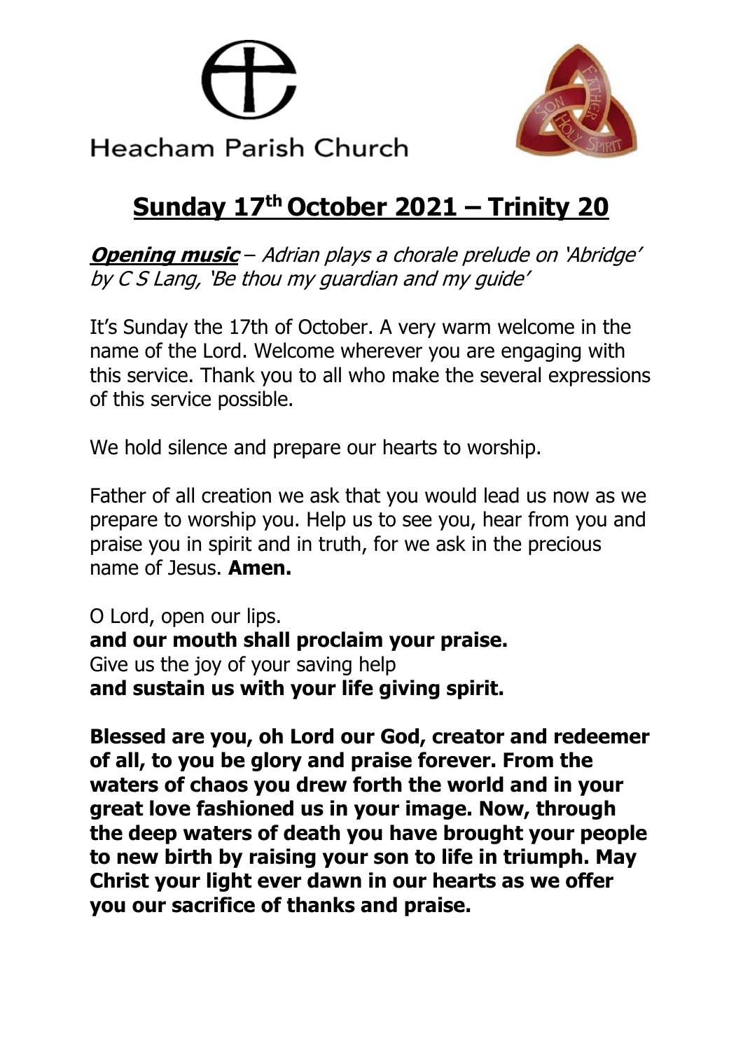Heacham Parish Church

# Sunday 17th October 2021 – Trinity 20

***Opening music*** – *Adrian plays a chorale prelude on 'Abridge' by C S Lang, 'Be thou my guardian and my guide'*

It's Sunday the 17th of October. A very warm welcome in the name of the Lord. Welcome wherever you are engaging with this service. Thank you to all who make the several expressions of this service possible.

We hold silence and prepare our hearts to worship.

Father of all creation we ask that you would lead us now as we prepare to worship you. Help us to see you, hear from you and praise you in spirit and in truth, for we ask in the precious name of Jesus. **Amen.**

O Lord, open our lips.
**and our mouth shall proclaim your praise.**
Give us the joy of your saving help
**and sustain us with your life giving spirit.**

**Blessed are you, oh Lord our God, creator and redeemer of all, to you be glory and praise forever. From the waters of chaos you drew forth the world and in your great love fashioned us in your image. Now, through the deep waters of death you have brought your people to new birth by raising your son to life in triumph. May Christ your light ever dawn in our hearts as we offer you our sacrifice of thanks and praise.**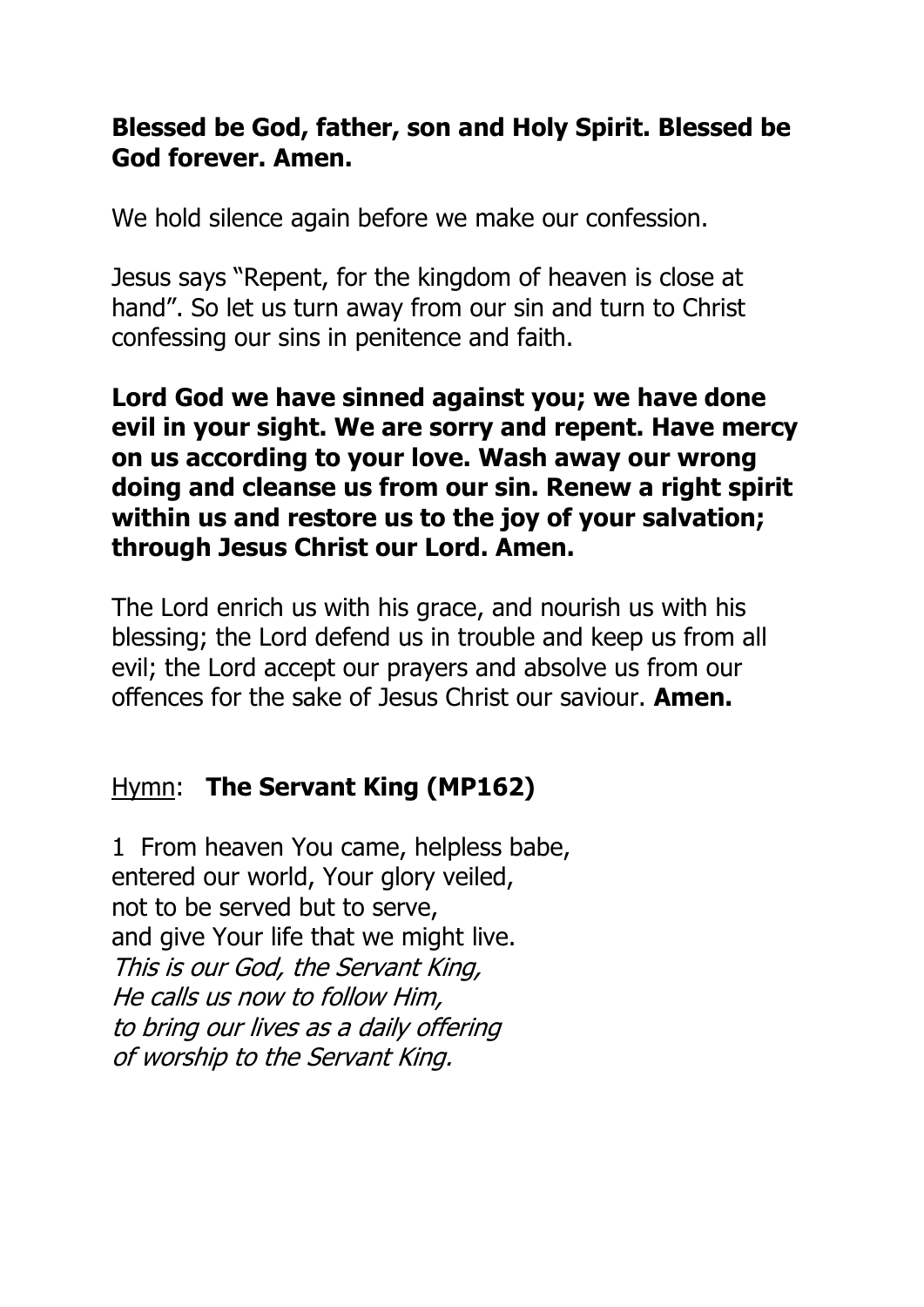**Blessed be God, father, son and Holy Spirit. Blessed be God forever. Amen.**

We hold silence again before we make our confession.

Jesus says "Repent, for the kingdom of heaven is close at hand". So let us turn away from our sin and turn to Christ confessing our sins in penitence and faith.

**Lord God we have sinned against you; we have done evil in your sight. We are sorry and repent. Have mercy on us according to your love. Wash away our wrong doing and cleanse us from our sin. Renew a right spirit within us and restore us to the joy of your salvation; through Jesus Christ our Lord. Amen.**

The Lord enrich us with his grace, and nourish us with his blessing; the Lord defend us in trouble and keep us from all evil; the Lord accept our prayers and absolve us from our offences for the sake of Jesus Christ our saviour. **Amen.**

Hymn: **The Servant King (MP162)**

1 From heaven You came, helpless babe,
entered our world, Your glory veiled,
not to be served but to serve,
and give Your life that we might live.
*This is our God, the Servant King,*
*He calls us now to follow Him,*
*to bring our lives as a daily offering*
*of worship to the Servant King.*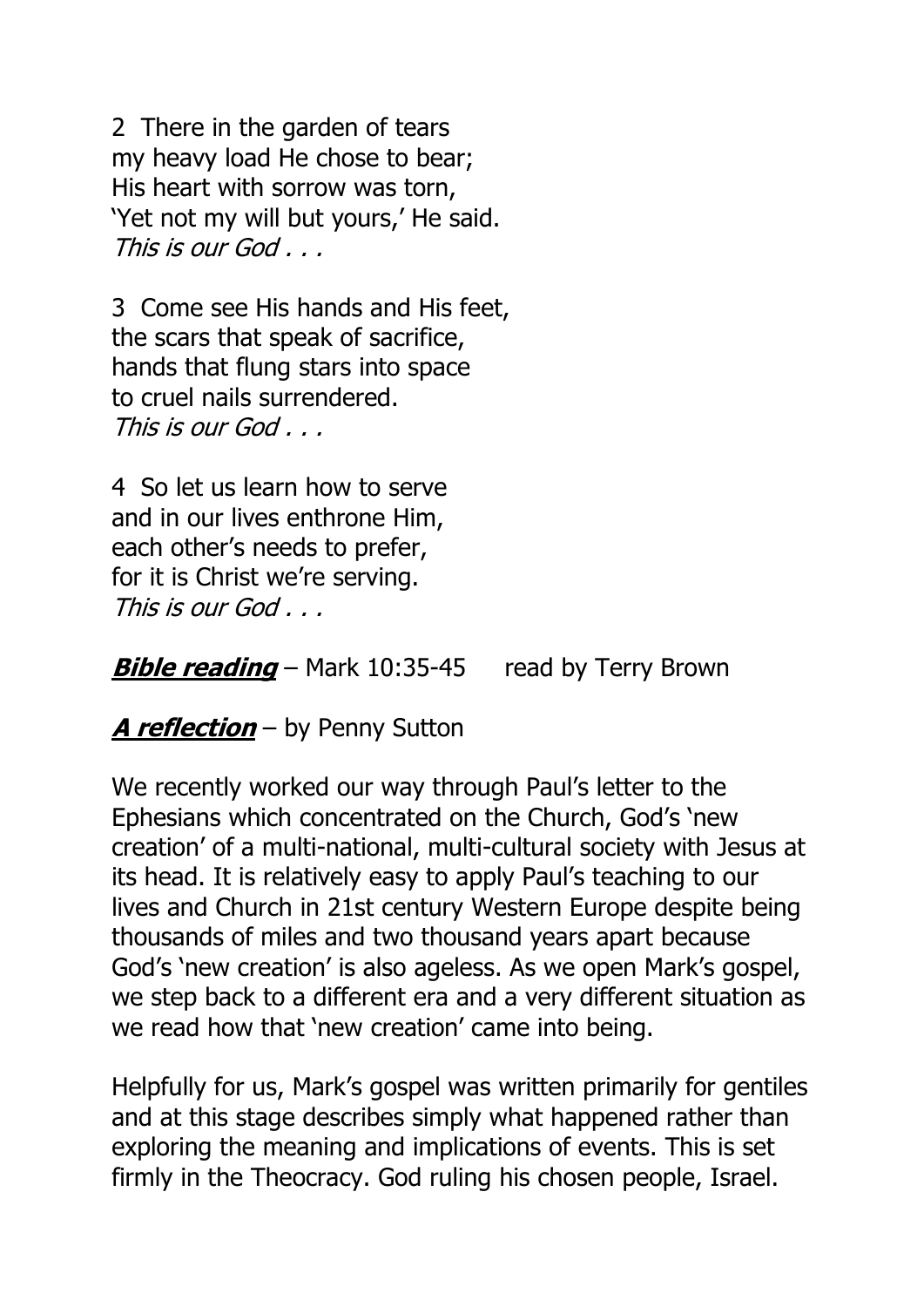2 There in the garden of tears
my heavy load He chose to bear;
His heart with sorrow was torn,
'Yet not my will but yours,' He said.
*This is our God . . .*

3 Come see His hands and His feet,
the scars that speak of sacrifice,
hands that flung stars into space
to cruel nails surrendered.
*This is our God . . .*

4 So let us learn how to serve
and in our lives enthrone Him,
each other's needs to prefer,
for it is Christ we're serving.
*This is our God . . .*

***Bible reading*** – Mark 10:35-45     read by Terry Brown

***A reflection*** – by Penny Sutton

We recently worked our way through Paul's letter to the Ephesians which concentrated on the Church, God's 'new creation' of a multi-national, multi-cultural society with Jesus at its head. It is relatively easy to apply Paul's teaching to our lives and Church in 21st century Western Europe despite being thousands of miles and two thousand years apart because God's 'new creation' is also ageless. As we open Mark's gospel, we step back to a different era and a very different situation as we read how that 'new creation' came into being.

Helpfully for us, Mark's gospel was written primarily for gentiles and at this stage describes simply what happened rather than exploring the meaning and implications of events. This is set firmly in the Theocracy. God ruling his chosen people, Israel.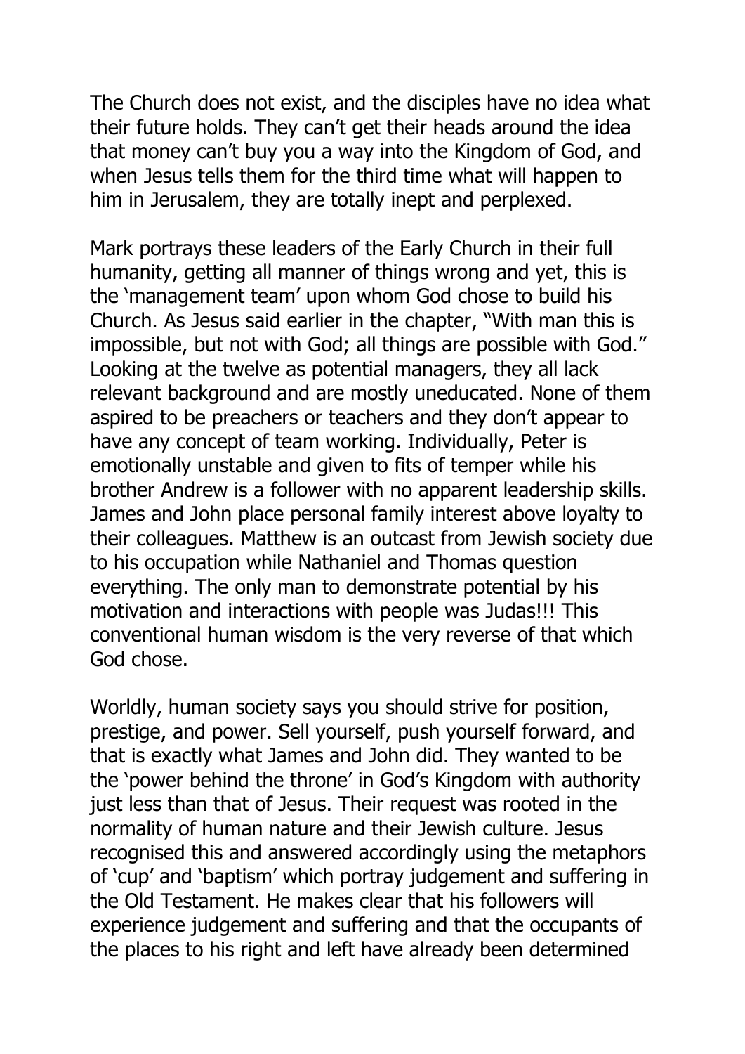The Church does not exist, and the disciples have no idea what their future holds. They can't get their heads around the idea that money can't buy you a way into the Kingdom of God, and when Jesus tells them for the third time what will happen to him in Jerusalem, they are totally inept and perplexed.

Mark portrays these leaders of the Early Church in their full humanity, getting all manner of things wrong and yet, this is the 'management team' upon whom God chose to build his Church. As Jesus said earlier in the chapter, "With man this is impossible, but not with God; all things are possible with God." Looking at the twelve as potential managers, they all lack relevant background and are mostly uneducated. None of them aspired to be preachers or teachers and they don't appear to have any concept of team working. Individually, Peter is emotionally unstable and given to fits of temper while his brother Andrew is a follower with no apparent leadership skills. James and John place personal family interest above loyalty to their colleagues. Matthew is an outcast from Jewish society due to his occupation while Nathaniel and Thomas question everything. The only man to demonstrate potential by his motivation and interactions with people was Judas!!! This conventional human wisdom is the very reverse of that which God chose.

Worldly, human society says you should strive for position, prestige, and power. Sell yourself, push yourself forward, and that is exactly what James and John did. They wanted to be the 'power behind the throne' in God's Kingdom with authority just less than that of Jesus. Their request was rooted in the normality of human nature and their Jewish culture. Jesus recognised this and answered accordingly using the metaphors of 'cup' and 'baptism' which portray judgement and suffering in the Old Testament. He makes clear that his followers will experience judgement and suffering and that the occupants of the places to his right and left have already been determined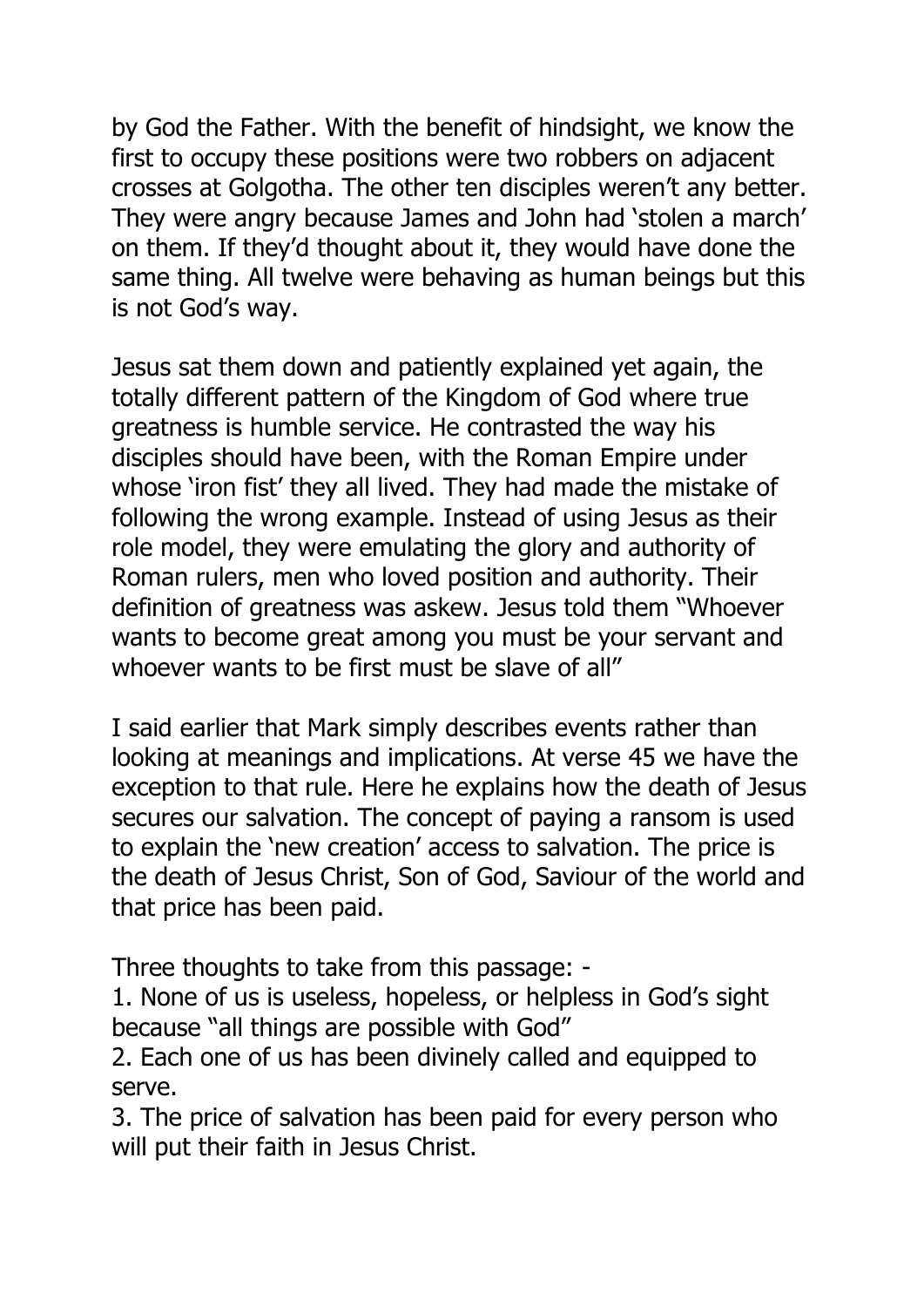by God the Father. With the benefit of hindsight, we know the first to occupy these positions were two robbers on adjacent crosses at Golgotha. The other ten disciples weren't any better. They were angry because James and John had 'stolen a march' on them. If they'd thought about it, they would have done the same thing. All twelve were behaving as human beings but this is not God's way.

Jesus sat them down and patiently explained yet again, the totally different pattern of the Kingdom of God where true greatness is humble service. He contrasted the way his disciples should have been, with the Roman Empire under whose 'iron fist' they all lived. They had made the mistake of following the wrong example. Instead of using Jesus as their role model, they were emulating the glory and authority of Roman rulers, men who loved position and authority. Their definition of greatness was askew. Jesus told them "Whoever wants to become great among you must be your servant and whoever wants to be first must be slave of all"

I said earlier that Mark simply describes events rather than looking at meanings and implications. At verse 45 we have the exception to that rule. Here he explains how the death of Jesus secures our salvation. The concept of paying a ransom is used to explain the 'new creation' access to salvation. The price is the death of Jesus Christ, Son of God, Saviour of the world and that price has been paid.

Three thoughts to take from this passage: -

1. None of us is useless, hopeless, or helpless in God's sight because "all things are possible with God"
2. Each one of us has been divinely called and equipped to serve.
3. The price of salvation has been paid for every person who will put their faith in Jesus Christ.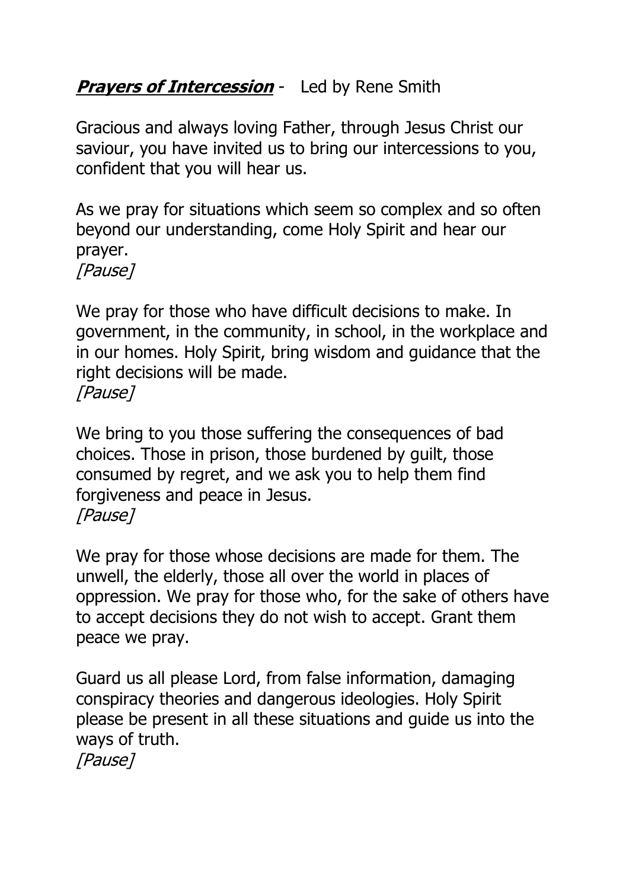***Prayers of Intercession*** - Led by Rene Smith

Gracious and always loving Father, through Jesus Christ our saviour, you have invited us to bring our intercessions to you, confident that you will hear us.

As we pray for situations which seem so complex and so often beyond our understanding, come Holy Spirit and hear our prayer.
*[Pause]*

We pray for those who have difficult decisions to make. In government, in the community, in school, in the workplace and in our homes. Holy Spirit, bring wisdom and guidance that the right decisions will be made.
*[Pause]*

We bring to you those suffering the consequences of bad choices. Those in prison, those burdened by guilt, those consumed by regret, and we ask you to help them find forgiveness and peace in Jesus.
*[Pause]*

We pray for those whose decisions are made for them. The unwell, the elderly, those all over the world in places of oppression. We pray for those who, for the sake of others have to accept decisions they do not wish to accept. Grant them peace we pray.

Guard us all please Lord, from false information, damaging conspiracy theories and dangerous ideologies. Holy Spirit please be present in all these situations and guide us into the ways of truth.
*[Pause]*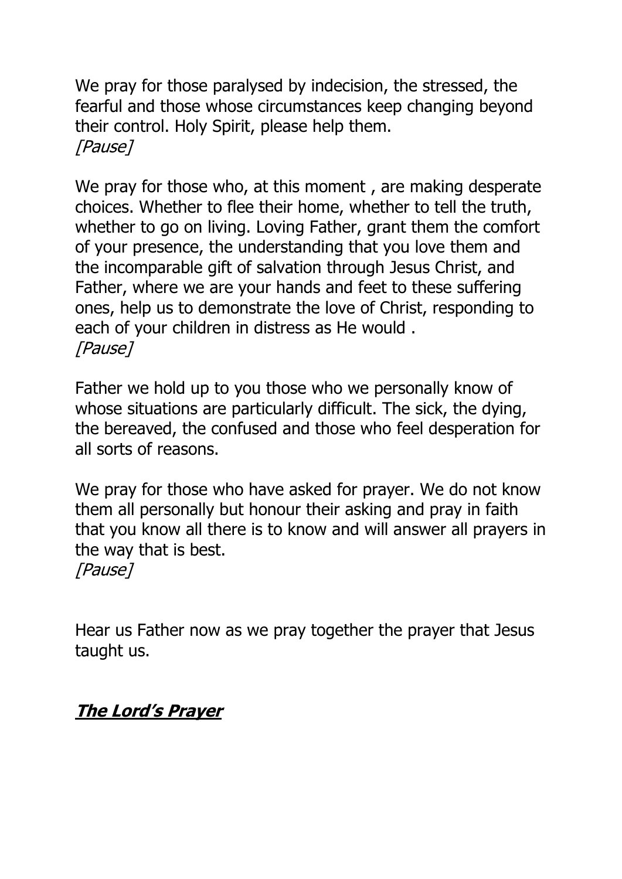We pray for those paralysed by indecision, the stressed, the fearful and those whose circumstances keep changing beyond their control. Holy Spirit, please help them.
*[Pause]*

We pray for those who, at this moment , are making desperate choices. Whether to flee their home, whether to tell the truth, whether to go on living. Loving Father, grant them the comfort of your presence, the understanding that you love them and the incomparable gift of salvation through Jesus Christ, and Father, where we are your hands and feet to these suffering ones, help us to demonstrate the love of Christ, responding to each of your children in distress as He would .
*[Pause]*

Father we hold up to you those who we personally know of whose situations are particularly difficult. The sick, the dying, the bereaved, the confused and those who feel desperation for all sorts of reasons.

We pray for those who have asked for prayer. We do not know them all personally but honour their asking and pray in faith that you know all there is to know and will answer all prayers in the way that is best.
*[Pause]*

Hear us Father now as we pray together the prayer that Jesus taught us.

***<u>The Lord's Prayer</u>***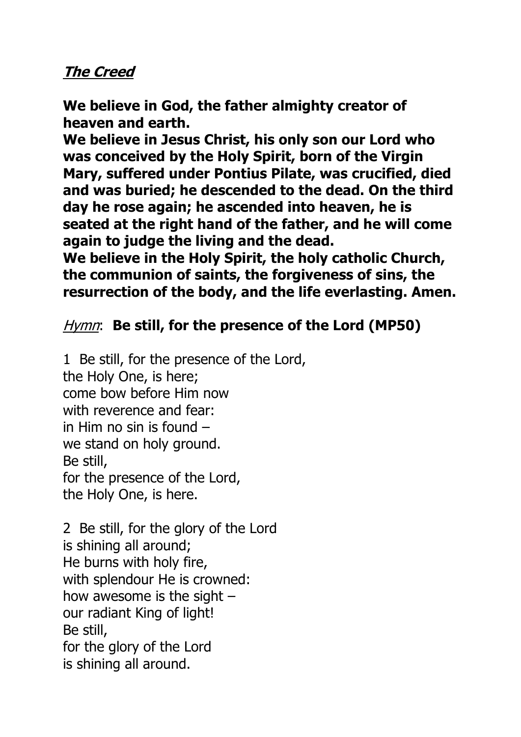***The Creed***

**We believe in God, the father almighty creator of heaven and earth.**
**We believe in Jesus Christ, his only son our Lord who was conceived by the Holy Spirit, born of the Virgin Mary, suffered under Pontius Pilate, was crucified, died and was buried; he descended to the dead. On the third day he rose again; he ascended into heaven, he is seated at the right hand of the father, and he will come again to judge the living and the dead.**
**We believe in the Holy Spirit, the holy catholic Church, the communion of saints, the forgiveness of sins, the resurrection of the body, and the life everlasting. Amen.**

*Hymn*: **Be still, for the presence of the Lord (MP50)**

1 Be still, for the presence of the Lord,
the Holy One, is here;
come bow before Him now
with reverence and fear:
in Him no sin is found –
we stand on holy ground.
Be still,
for the presence of the Lord,
the Holy One, is here.

2 Be still, for the glory of the Lord
is shining all around;
He burns with holy fire,
with splendour He is crowned:
how awesome is the sight –
our radiant King of light!
Be still,
for the glory of the Lord
is shining all around.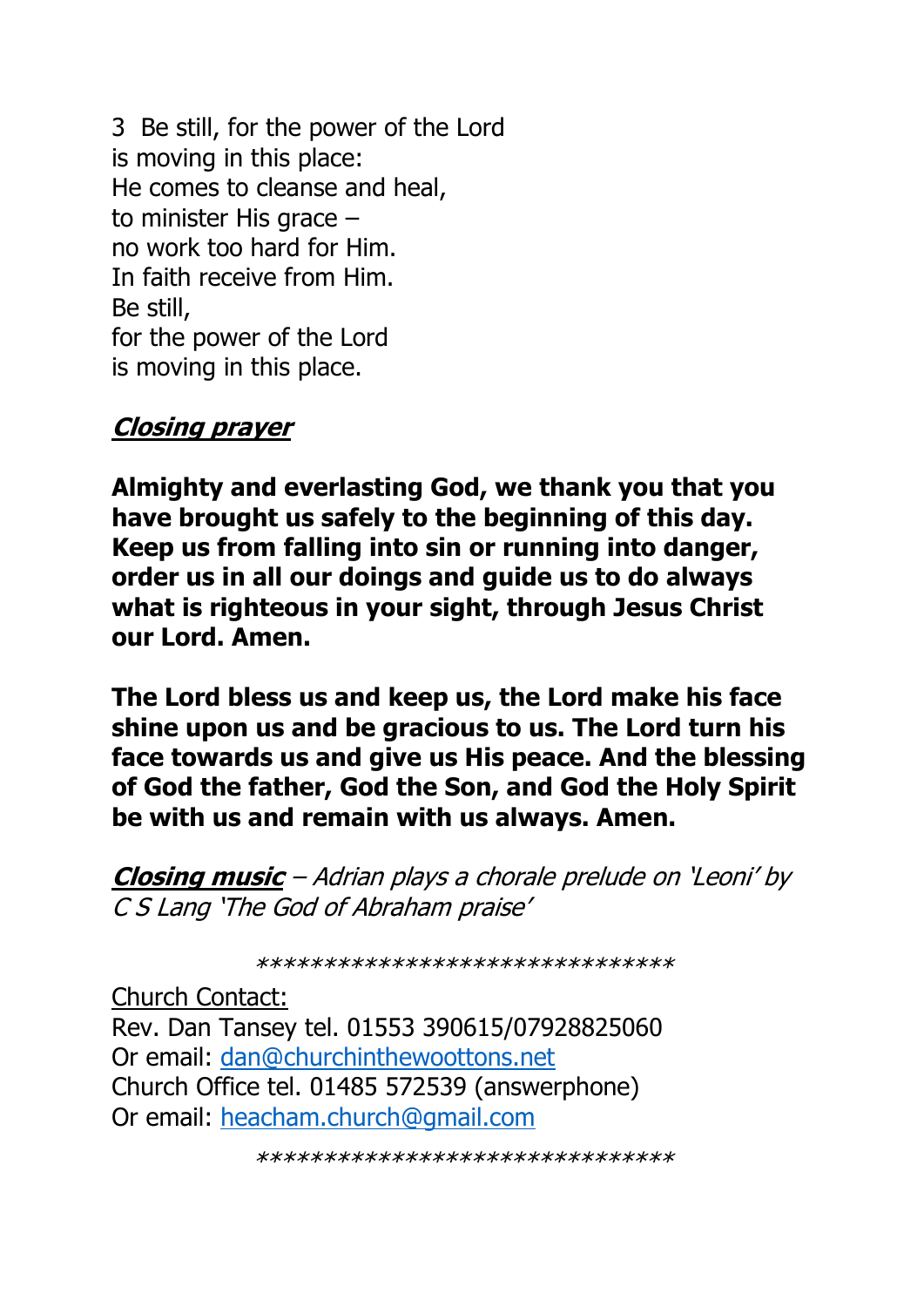3 Be still, for the power of the Lord
is moving in this place:
He comes to cleanse and heal,
to minister His grace –
no work too hard for Him.
In faith receive from Him.
Be still,
for the power of the Lord
is moving in this place.

***Closing prayer***

**Almighty and everlasting God, we thank you that you have brought us safely to the beginning of this day. Keep us from falling into sin or running into danger, order us in all our doings and guide us to do always what is righteous in your sight, through Jesus Christ our Lord. Amen.**

**The Lord bless us and keep us, the Lord make his face shine upon us and be gracious to us. The Lord turn his face towards us and give us His peace. And the blessing of God the father, God the Son, and God the Holy Spirit be with us and remain with us always. Amen.**

***Closing music*** – *Adrian plays a chorale prelude on 'Leoni' by C S Lang 'The God of Abraham praise'*

*******************************

Church Contact:
Rev. Dan Tansey tel. 01553 390615/07928825060
Or email: dan@churchinthewoottons.net
Church Office tel. 01485 572539 (answerphone)
Or email: heacham.church@gmail.com

*******************************